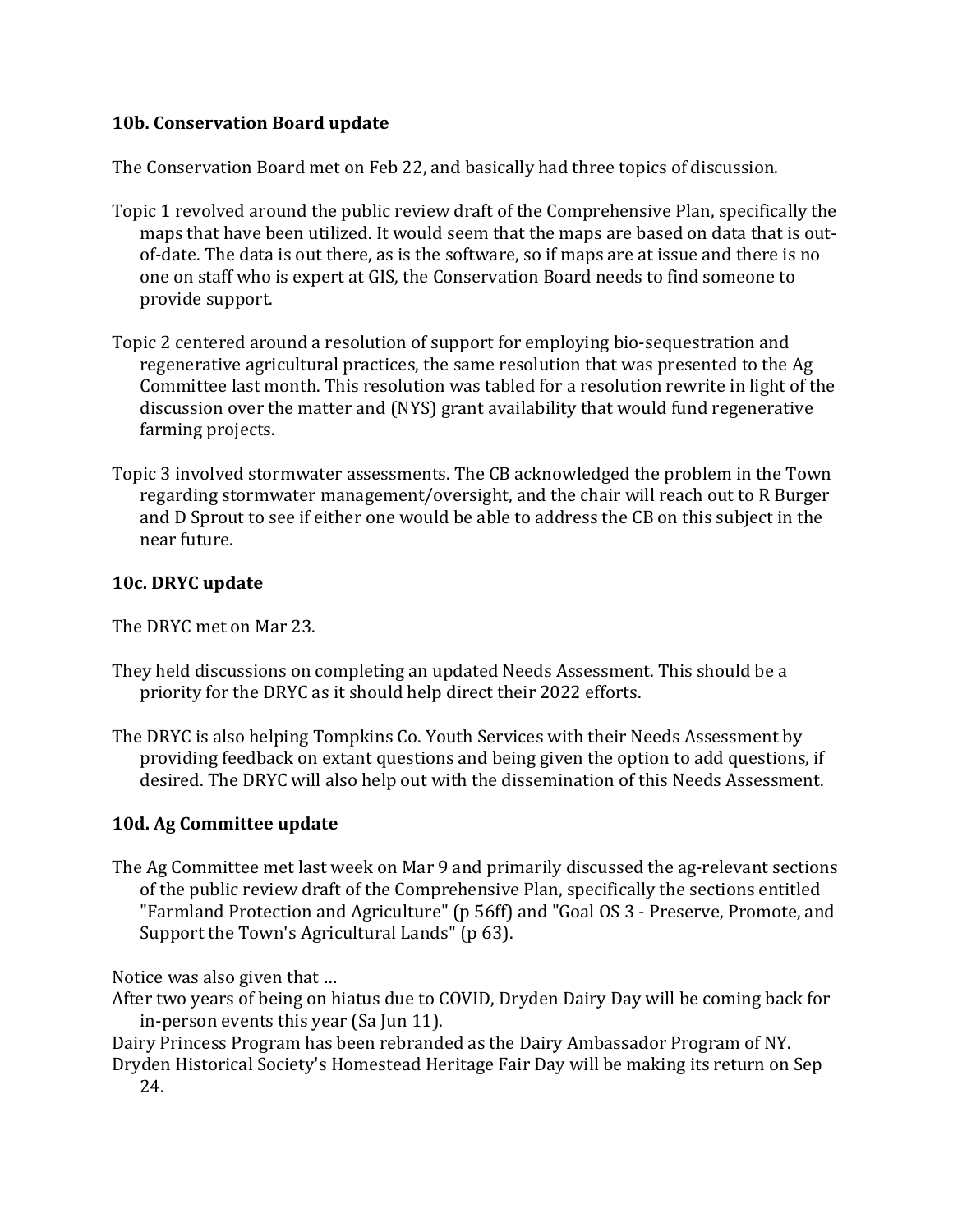### 10b. Conservation Board update

The Conservation Board met on Feb 22, and basically had three topics of discussion.

Topic 1 revolved around the public review draft of the Comprehensive Plan, specifically the maps that have been utilized. It would seem that the maps are based on data that is out-of-date. The data is out there, as is the software, so if maps are at issue and there is no one on staff who is expert at GIS, the Conservation Board needs to find someone to provide support.

Topic 2 centered around a resolution of support for employing bio-sequestration and regenerative agricultural practices, the same resolution that was presented to the Ag Committee last month. This resolution was tabled for a resolution rewrite in light of the discussion over the matter and (NYS) grant availability that would fund regenerative farming projects.

Topic 3 involved stormwater assessments. The CB acknowledged the problem in the Town regarding stormwater management/oversight, and the chair will reach out to R Burger and D Sprout to see if either one would be able to address the CB on this subject in the near future.

### 10c. DRYC update

The DRYC met on Mar 23.

They held discussions on completing an updated Needs Assessment. This should be a priority for the DRYC as it should help direct their 2022 efforts.

The DRYC is also helping Tompkins Co. Youth Services with their Needs Assessment by providing feedback on extant questions and being given the option to add questions, if desired. The DRYC will also help out with the dissemination of this Needs Assessment.

### 10d. Ag Committee update

The Ag Committee met last week on Mar 9 and primarily discussed the ag-relevant sections of the public review draft of the Comprehensive Plan, specifically the sections entitled "Farmland Protection and Agriculture" (p 56ff) and "Goal OS 3 - Preserve, Promote, and Support the Town's Agricultural Lands" (p 63).

Notice was also given that …

After two years of being on hiatus due to COVID, Dryden Dairy Day will be coming back for in-person events this year (Sa Jun 11).

Dairy Princess Program has been rebranded as the Dairy Ambassador Program of NY.

Dryden Historical Society's Homestead Heritage Fair Day will be making its return on Sep 24.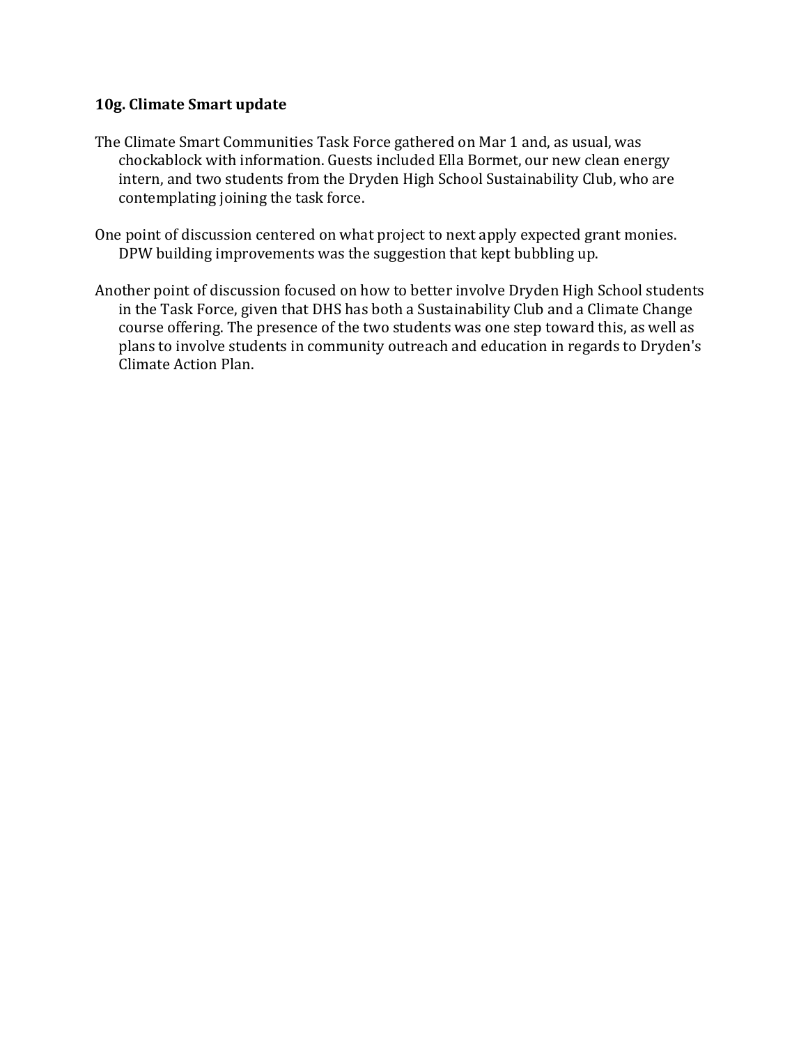**10g. Climate Smart update**

The Climate Smart Communities Task Force gathered on Mar 1 and, as usual, was chockablock with information. Guests included Ella Bormet, our new clean energy intern, and two students from the Dryden High School Sustainability Club, who are contemplating joining the task force.

One point of discussion centered on what project to next apply expected grant monies. DPW building improvements was the suggestion that kept bubbling up.

Another point of discussion focused on how to better involve Dryden High School students in the Task Force, given that DHS has both a Sustainability Club and a Climate Change course offering. The presence of the two students was one step toward this, as well as plans to involve students in community outreach and education in regards to Dryden's Climate Action Plan.